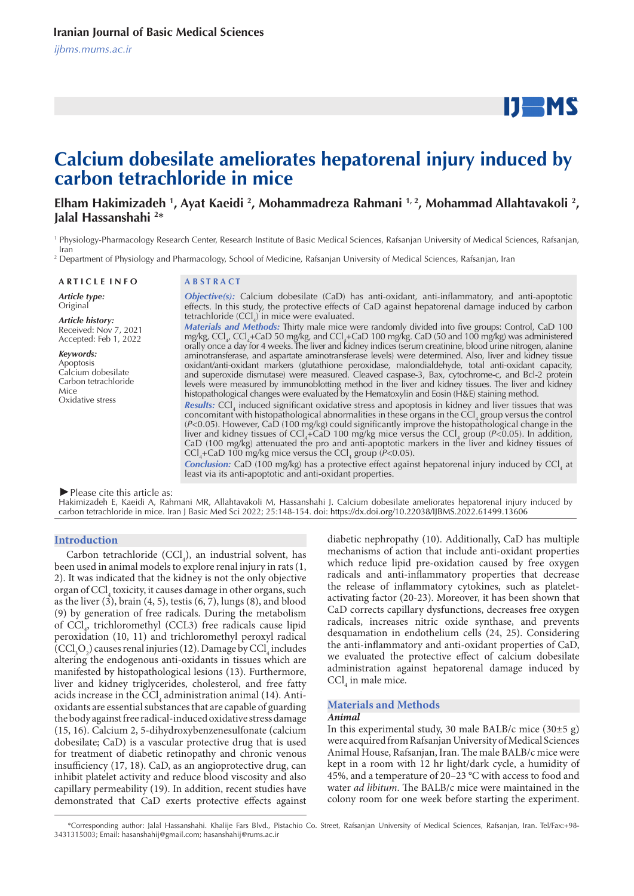Iranian Journal of Basic Medical Sciences

ijbms.mums.ac.ir

# Calcium dobesilate ameliorates hepatorenal injury induced by carbon tetrachloride in mice

**Elham Hakimizadeh [1], Ayat Kaeidi [2], Mohammadreza Rahmani [1, 2], Mohammad Allahtavakoli [2], Jalal Hassanshahi [2]***

[1] Physiology-Pharmacology Research Center, Research Institute of Basic Medical Sciences, Rafsanjan University of Medical Sciences, Rafsanjan, Iran

[2] Department of Physiology and Pharmacology, School of Medicine, Rafsanjan University of Medical Sciences, Rafsanjan, Iran

**ARTICLE INFO**

*Article type:*
Original

*Article history:*
Received: Nov 7, 2021
Accepted: Feb 1, 2022

*Keywords:*
Apoptosis
Calcium dobesilate
Carbon tetrachloride
Mice
Oxidative stress

**ABSTRACT**

***Objective(s):*** Calcium dobesilate (CaD) has anti-oxidant, anti-inflammatory, and anti-apoptotic effects. In this study, the protective effects of CaD against hepatorenal damage induced by carbon tetrachloride ($CCl_4$) in mice were evaluated.

***Materials and Methods:*** Thirty male mice were randomly divided into five groups: Control, CaD 100 mg/kg, $CCl_4$, $CCl_4$+CaD 50 mg/kg, and $CCl_4$+CaD 100 mg/kg. CaD (50 and 100 mg/kg) was administered orally once a day for 4 weeks. The liver and kidney indices (serum creatinine, blood urine nitrogen, alanine aminotransferase, and aspartate aminotransferase levels) were determined. Also, liver and kidney tissue oxidant/anti-oxidant markers (glutathione peroxidase, malondialdehyde, total anti-oxidant capacity, and superoxide dismutase) were measured. Cleaved caspase-3, Bax, cytochrome-c, and Bcl-2 protein levels were measured by immunoblotting method in the liver and kidney tissues. The liver and kidney histopathological changes were evaluated by the Hematoxylin and Eosin (H&E) staining method.

***Results:*** $CCl_4$ induced significant oxidative stress and apoptosis in kidney and liver tissues that was concomitant with histopathological abnormalities in these organs in the $CCl_4$ group versus the control ($P$<0.05). However, CaD (100 mg/kg) could significantly improve the histopathological change in the liver and kidney tissues of $CCl_4$+CaD 100 mg/kg mice versus the $CCl_4$ group ($P$<0.05). In addition, CaD (100 mg/kg) attenuated the pro and anti-apoptotic markers in the liver and kidney tissues of $CCl_4$+CaD 100 mg/kg mice versus the $CCl_4$ group ($P$<0.05).

***Conclusion:*** CaD (100 mg/kg) has a protective effect against hepatorenal injury induced by $CCl_4$ at least via its anti-apoptotic and anti-oxidant properties.

►Please cite this article as:
Hakimizadeh E, Kaeidi A, Rahmani MR, Allahtavakoli M, Hassanshahi J. Calcium dobesilate ameliorates hepatorenal injury induced by carbon tetrachloride in mice. Iran J Basic Med Sci 2022; 25:148-154. doi: https://dx.doi.org/10.22038/IJBMS.2022.61499.13606

## Introduction

Carbon tetrachloride ($CCl_4$), an industrial solvent, has been used in animal models to explore renal injury in rats (1, 2). It was indicated that the kidney is not the only objective organ of $CCl_4$ toxicity, it causes damage in other organs, such as the liver (3), brain (4, 5), testis (6, 7), lungs (8), and blood (9) by generation of free radicals. During the metabolism of $CCl_4$, trichloromethyl (CCL3) free radicals cause lipid peroxidation (10, 11) and trichloromethyl peroxyl radical ($CCl_3O_2$) causes renal injuries (12). Damage by $CCl_4$ includes altering the endogenous anti-oxidants in tissues which are manifested by histopathological lesions (13). Furthermore, liver and kidney triglycerides, cholesterol, and free fatty acids increase in the $CCl_4$ administration animal (14). Anti-oxidants are essential substances that are capable of guarding the body against free radical-induced oxidative stress damage (15, 16). Calcium 2, 5-dihydroxybenzenesulfonate (calcium dobesilate; CaD) is a vascular protective drug that is used for treatment of diabetic retinopathy and chronic venous insufficiency (17, 18). CaD, as an angioprotective drug, can inhibit platelet activity and reduce blood viscosity and also capillary permeability (19). In addition, recent studies have demonstrated that CaD exerts protective effects against diabetic nephropathy (10). Additionally, CaD has multiple mechanisms of action that include anti-oxidant properties which reduce lipid pre-oxidation caused by free oxygen radicals and anti-inflammatory properties that decrease the release of inflammatory cytokines, such as platelet-activating factor (20-23). Moreover, it has been shown that CaD corrects capillary dysfunctions, decreases free oxygen radicals, increases nitric oxide synthase, and prevents desquamation in endothelium cells (24, 25). Considering the anti-inflammatory and anti-oxidant properties of CaD, we evaluated the protective effect of calcium dobesilate administration against hepatorenal damage induced by $CCl_4$ in male mice.

## Materials and Methods

### *Animal*

In this experimental study, 30 male BALB/c mice (30±5 g) were acquired from Rafsanjan University of Medical Sciences Animal House, Rafsanjan, Iran. The male BALB/c mice were kept in a room with 12 hr light/dark cycle, a humidity of 45%, and a temperature of 20–23 °C with access to food and water *ad libitum*. The BALB/c mice were maintained in the colony room for one week before starting the experiment.

*Corresponding author: Jalal Hassanshahi. Khalije Fars Blvd., Pistachio Co. Street, Rafsanjan University of Medical Sciences, Rafsanjan, Iran. Tel/Fax:+98-3431315003; Email: hasanshahij@gmail.com; hasanshahij@rums.ac.ir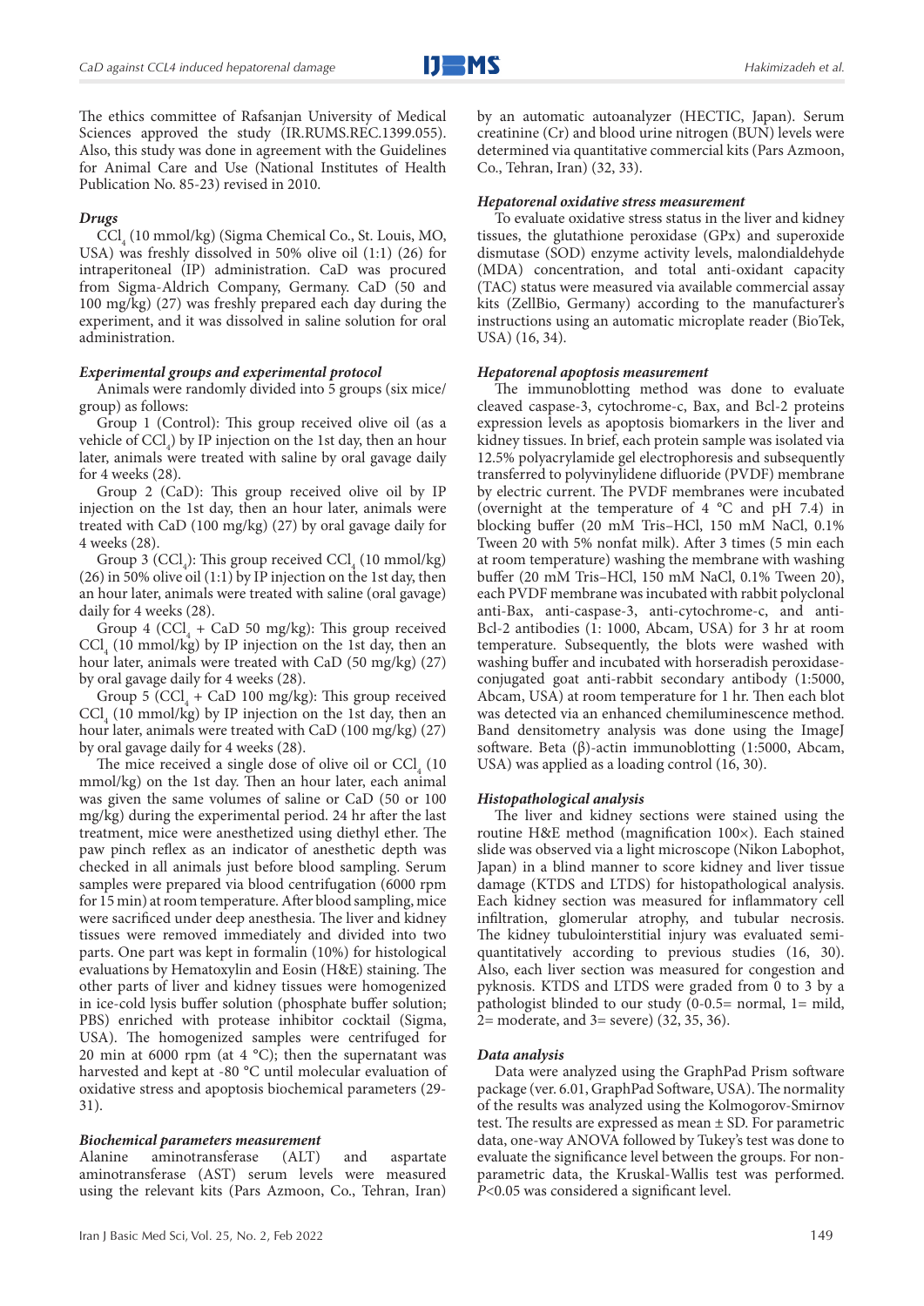The ethics committee of Rafsanjan University of Medical Sciences approved the study (IR.RUMS.REC.1399.055). Also, this study was done in agreement with the Guidelines for Animal Care and Use (National Institutes of Health Publication No. 85-23) revised in 2010.

***Drugs***

$CCl_4$ (10 mmol/kg) (Sigma Chemical Co., St. Louis, MO, USA) was freshly dissolved in 50% olive oil (1:1) (26) for intraperitoneal (IP) administration. CaD was procured from Sigma-Aldrich Company, Germany. CaD (50 and 100 mg/kg) (27) was freshly prepared each day during the experiment, and it was dissolved in saline solution for oral administration.

***Experimental groups and experimental protocol***

Animals were randomly divided into 5 groups (six mice/group) as follows:

Group 1 (Control): This group received olive oil (as a vehicle of $CCl_4$) by IP injection on the 1st day, then an hour later, animals were treated with saline by oral gavage daily for 4 weeks (28).

Group 2 (CaD): This group received olive oil by IP injection on the 1st day, then an hour later, animals were treated with CaD (100 mg/kg) (27) by oral gavage daily for 4 weeks (28).

Group 3 ($CCl_4$): This group received $CCl_4$ (10 mmol/kg) (26) in 50% olive oil (1:1) by IP injection on the 1st day, then an hour later, animals were treated with saline (oral gavage) daily for 4 weeks (28).

Group 4 ($CCl_4$ + CaD 50 mg/kg): This group received $CCl_4$ (10 mmol/kg) by IP injection on the 1st day, then an hour later, animals were treated with CaD (50 mg/kg) (27) by oral gavage daily for 4 weeks (28).

Group 5 ($CCl_4$ + CaD 100 mg/kg): This group received $CCl_4$ (10 mmol/kg) by IP injection on the 1st day, then an hour later, animals were treated with CaD (100 mg/kg) (27) by oral gavage daily for 4 weeks (28).

The mice received a single dose of olive oil or $CCl_4$ (10 mmol/kg) on the 1st day. Then an hour later, each animal was given the same volumes of saline or CaD (50 or 100 mg/kg) during the experimental period. 24 hr after the last treatment, mice were anesthetized using diethyl ether. The paw pinch reflex as an indicator of anesthetic depth was checked in all animals just before blood sampling. Serum samples were prepared via blood centrifugation (6000 rpm for 15 min) at room temperature. After blood sampling, mice were sacrificed under deep anesthesia. The liver and kidney tissues were removed immediately and divided into two parts. One part was kept in formalin (10%) for histological evaluations by Hematoxylin and Eosin (H&E) staining. The other parts of liver and kidney tissues were homogenized in ice-cold lysis buffer solution (phosphate buffer solution; PBS) enriched with protease inhibitor cocktail (Sigma, USA). The homogenized samples were centrifuged for 20 min at 6000 rpm (at 4 °C); then the supernatant was harvested and kept at -80 °C until molecular evaluation of oxidative stress and apoptosis biochemical parameters (29-31).

***Biochemical parameters measurement***

Alanine aminotransferase (ALT) and aspartate aminotransferase (AST) serum levels were measured using the relevant kits (Pars Azmoon, Co., Tehran, Iran) by an automatic autoanalyzer (HECTIC, Japan). Serum creatinine (Cr) and blood urine nitrogen (BUN) levels were determined via quantitative commercial kits (Pars Azmoon, Co., Tehran, Iran) (32, 33).

***Hepatorenal oxidative stress measurement***

To evaluate oxidative stress status in the liver and kidney tissues, the glutathione peroxidase (GPx) and superoxide dismutase (SOD) enzyme activity levels, malondialdehyde (MDA) concentration, and total anti-oxidant capacity (TAC) status were measured via available commercial assay kits (ZellBio, Germany) according to the manufacturer's instructions using an automatic microplate reader (BioTek, USA) (16, 34).

***Hepatorenal apoptosis measurement***

The immunoblotting method was done to evaluate cleaved caspase-3, cytochrome-c, Bax, and Bcl-2 proteins expression levels as apoptosis biomarkers in the liver and kidney tissues. In brief, each protein sample was isolated via 12.5% polyacrylamide gel electrophoresis and subsequently transferred to polyvinylidene difluoride (PVDF) membrane by electric current. The PVDF membranes were incubated (overnight at the temperature of 4 °C and pH 7.4) in blocking buffer (20 mM Tris–HCl, 150 mM NaCl, 0.1% Tween 20 with 5% nonfat milk). After 3 times (5 min each at room temperature) washing the membrane with washing buffer (20 mM Tris–HCl, 150 mM NaCl, 0.1% Tween 20), each PVDF membrane was incubated with rabbit polyclonal anti-Bax, anti-caspase-3, anti-cytochrome-c, and anti-Bcl-2 antibodies (1: 1000, Abcam, USA) for 3 hr at room temperature. Subsequently, the blots were washed with washing buffer and incubated with horseradish peroxidase-conjugated goat anti-rabbit secondary antibody (1:5000, Abcam, USA) at room temperature for 1 hr. Then each blot was detected via an enhanced chemiluminescence method. Band densitometry analysis was done using the ImageJ software. Beta (β)-actin immunoblotting (1:5000, Abcam, USA) was applied as a loading control (16, 30).

***Histopathological analysis***

The liver and kidney sections were stained using the routine H&E method (magnification 100×). Each stained slide was observed via a light microscope (Nikon Labophot, Japan) in a blind manner to score kidney and liver tissue damage (KTDS and LTDS) for histopathological analysis. Each kidney section was measured for inflammatory cell infiltration, glomerular atrophy, and tubular necrosis. The kidney tubulointerstitial injury was evaluated semi-quantitatively according to previous studies (16, 30). Also, each liver section was measured for congestion and pyknosis. KTDS and LTDS were graded from 0 to 3 by a pathologist blinded to our study (0-0.5= normal, 1= mild, 2= moderate, and 3= severe) (32, 35, 36).

***Data analysis***

Data were analyzed using the GraphPad Prism software package (ver. 6.01, GraphPad Software, USA). The normality of the results was analyzed using the Kolmogorov-Smirnov test. The results are expressed as mean ± SD. For parametric data, one-way ANOVA followed by Tukey's test was done to evaluate the significance level between the groups. For non-parametric data, the Kruskal-Wallis test was performed. $P<0.05$ was considered a significant level.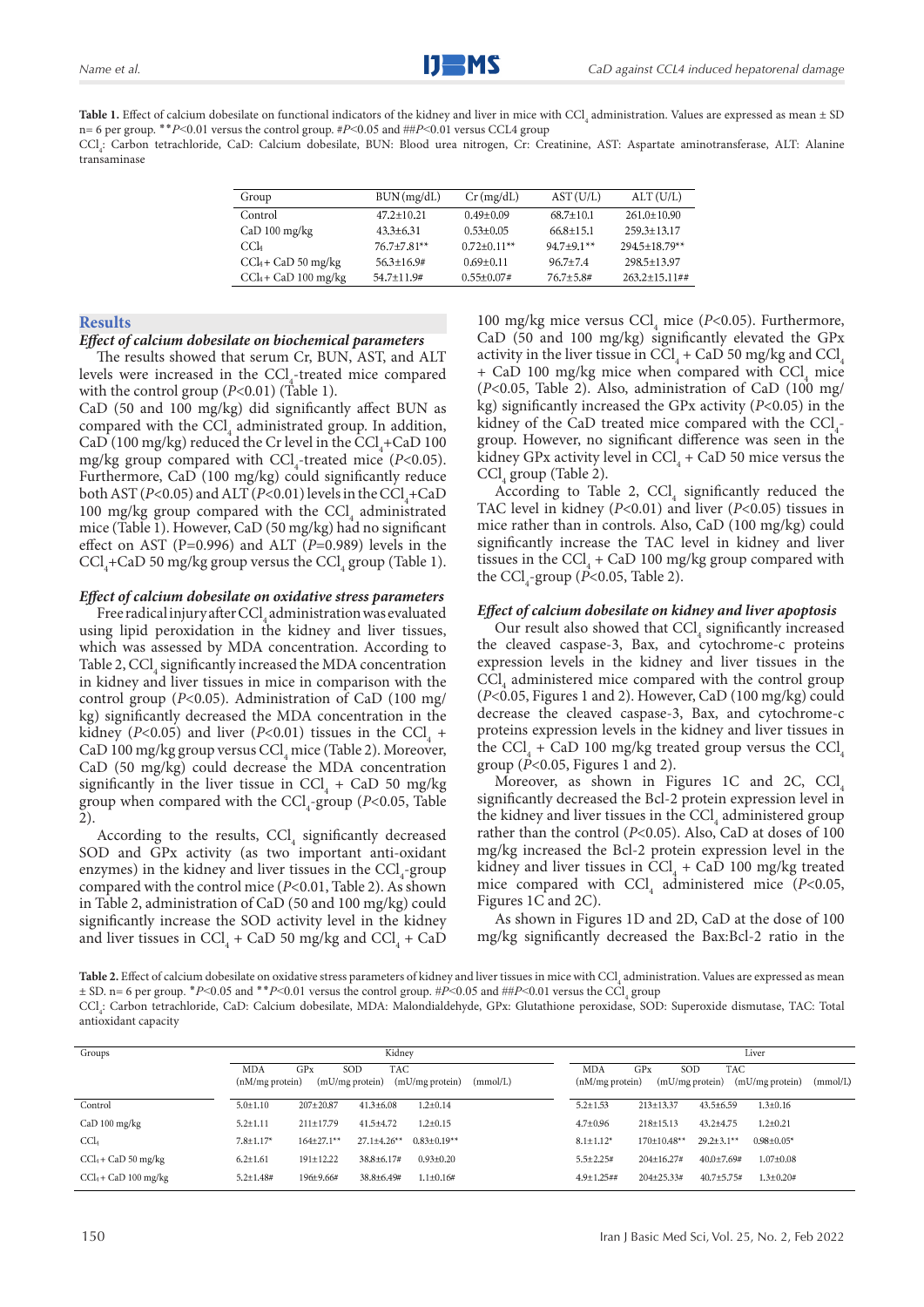**Table 1.** Effect of calcium dobesilate on functional indicators of the kidney and liver in mice with $CCl_4$ administration. Values are expressed as mean ± SD n= 6 per group. **$P$<0.01 versus the control group. #$P$<0.05 and ##$P$<0.01 versus CCL4 group

$CCl_4$: Carbon tetrachloride, CaD: Calcium dobesilate, BUN: Blood urea nitrogen, Cr: Creatinine, AST: Aspartate aminotransferase, ALT: Alanine transaminase

| Group | BUN (mg/dL) | Cr (mg/dL) | AST (U/L) | ALT (U/L) |
|---|---|---|---|---|
| Control | 47.2±10.21 | 0.49±0.09 | 68.7±10.1 | 261.0±10.90 |
| CaD 100 mg/kg | 43.3±6.31 | 0.53±0.05 | 66.8±15.1 | 259.3±13.17 |
| $CCl_4$ | 76.7±7.81** | 0.72±0.11** | 94.7±9.1** | 294.5±18.79** |
| $CCl_4$+ CaD 50 mg/kg | 56.3±16.9# | 0.69±0.11 | 96.7±7.4 | 298.5±13.97 |
| $CCl_4$+ CaD 100 mg/kg | 54.7±11.9# | 0.55±0.07# | 76.7±5.8# | 263.2±15.11## |

## Results

### *Effect of calcium dobesilate on biochemical parameters*

The results showed that serum Cr, BUN, AST, and ALT levels were increased in the $CCl_4$-treated mice compared with the control group ($P$<0.01) (Table 1).

CaD (50 and 100 mg/kg) did significantly affect BUN as compared with the $CCl_4$ administrated group. In addition, CaD (100 mg/kg) reduced the Cr level in the $CCl_4$+CaD 100 mg/kg group compared with $CCl_4$-treated mice ($P$<0.05). Furthermore, CaD (100 mg/kg) could significantly reduce both AST ($P$<0.05) and ALT ($P$<0.01) levels in the $CCl_4$+CaD 100 mg/kg group compared with the $CCl_4$ administrated mice (Table 1). However, CaD (50 mg/kg) had no significant effect on AST (P=0.996) and ALT ($P$=0.989) levels in the $CCl_4$+CaD 50 mg/kg group versus the $CCl_4$ group (Table 1).

### *Effect of calcium dobesilate on oxidative stress parameters*

Free radical injury after $CCl_4$ administration was evaluated using lipid peroxidation in the kidney and liver tissues, which was assessed by MDA concentration. According to Table 2, $CCl_4$ significantly increased the MDA concentration in kidney and liver tissues in mice in comparison with the control group ($P$<0.05). Administration of CaD (100 mg/kg) significantly decreased the MDA concentration in the kidney ($P$<0.05) and liver ($P$<0.01) tissues in the $CCl_4$ + CaD 100 mg/kg group versus $CCl_4$ mice (Table 2). Moreover, CaD (50 mg/kg) could decrease the MDA concentration significantly in the liver tissue in $CCl_4$ + CaD 50 mg/kg group when compared with the $CCl_4$-group ($P$<0.05, Table 2).

According to the results, $CCl_4$ significantly decreased SOD and GPx activity (as two important anti-oxidant enzymes) in the kidney and liver tissues in the $CCl_4$-group compared with the control mice ($P$<0.01, Table 2). As shown in Table 2, administration of CaD (50 and 100 mg/kg) could significantly increase the SOD activity level in the kidney and liver tissues in $CCl_4$ + CaD 50 mg/kg and $CCl_4$ + CaD 100 mg/kg mice versus $CCl_4$ mice ($P$<0.05). Furthermore, CaD (50 and 100 mg/kg) significantly elevated the GPx activity in the liver tissue in $CCl_4$ + CaD 50 mg/kg and $CCl_4$ + CaD 100 mg/kg mice when compared with $CCl_4$ mice ($P$<0.05, Table 2). Also, administration of CaD (100 mg/kg) significantly increased the GPx activity ($P$<0.05) in the kidney of the CaD treated mice compared with the $CCl_4$-group. However, no significant difference was seen in the kidney GPx activity level in $CCl_4$ + CaD 50 mice versus the $CCl_4$ group (Table 2).

According to Table 2, $CCl_4$ significantly reduced the TAC level in kidney ($P$<0.01) and liver ($P$<0.05) tissues in mice rather than in controls. Also, CaD (100 mg/kg) could significantly increase the TAC level in kidney and liver tissues in the $CCl_4$ + CaD 100 mg/kg group compared with the $CCl_4$-group ($P$<0.05, Table 2).

### *Effect of calcium dobesilate on kidney and liver apoptosis*

Our result also showed that $CCl_4$ significantly increased the cleaved caspase-3, Bax, and cytochrome-c proteins expression levels in the kidney and liver tissues in the $CCl_4$ administered mice compared with the control group ($P$<0.05, Figures 1 and 2). However, CaD (100 mg/kg) could decrease the cleaved caspase-3, Bax, and cytochrome-c proteins expression levels in the kidney and liver tissues in the $CCl_4$ + CaD 100 mg/kg treated group versus the $CCl_4$ group ($P$<0.05, Figures 1 and 2).

Moreover, as shown in Figures 1C and 2C, $CCl_4$ significantly decreased the Bcl-2 protein expression level in the kidney and liver tissues in the $CCl_4$ administered group rather than the control ($P$<0.05). Also, CaD at doses of 100 mg/kg increased the Bcl-2 protein expression level in the kidney and liver tissues in $CCl_4$ + CaD 100 mg/kg treated mice compared with $CCl_4$ administered mice ($P$<0.05, Figures 1C and 2C).

As shown in Figures 1D and 2D, CaD at the dose of 100 mg/kg significantly decreased the Bax:Bcl-2 ratio in the

**Table 2.** Effect of calcium dobesilate on oxidative stress parameters of kidney and liver tissues in mice with $CCl_4$ administration. Values are expressed as mean ± SD. n= 6 per group. *$P$<0.05 and **$P$<0.01 versus the control group. #$P$<0.05 and ##$P$<0.01 versus the $CCl_4$ group

$CCl_4$: Carbon tetrachloride, CaD: Calcium dobesilate, MDA: Malondialdehyde, GPx: Glutathione peroxidase, SOD: Superoxide dismutase, TAC: Total antioxidant capacity

| Groups | Kidney | | | | Liver | | | |
|---|---|---|---|---|---|---|---|---|
| | MDA (nM/mg protein) | GPx (mU/mg protein) | SOD (mU/mg protein) | TAC (mmol/L) | MDA (nM/mg protein) | GPx (mU/mg protein) | SOD (mU/mg protein) | TAC (mmol/L) |
| Control | 5.0±1.10 | 207±20.87 | 41.3±6.08 | 1.2±0.14 | 5.2±1.53 | 213±13.37 | 43.5±6.59 | 1.3±0.16 |
| CaD 100 mg/kg | 5.2±1.11 | 211±17.79 | 41.5±4.72 | 1.2±0.15 | 4.7±0.96 | 218±15.13 | 43.2±4.75 | 1.2±0.21 |
| $CCl_4$ | 7.8±1.17* | 164±27.1** | 27.1±4.26** | 0.83±0.19** | 8.1±1.12* | 170±10.48** | 29.2±3.1** | 0.98±0.05* |
| $CCl_4$ + CaD 50 mg/kg | 6.2±1.61 | 191±12.22 | 38.8±6.17# | 0.93±0.20 | 5.5±2.25# | 204±16.27# | 40.0±7.69# | 1.07±0.08 |
| $CCl_4$ + CaD 100 mg/kg | 5.2±1.48# | 196±9.66# | 38.8±6.49# | 1.1±0.16# | 4.9±1.25## | 204±25.33# | 40.7±5.75# | 1.3±0.20# |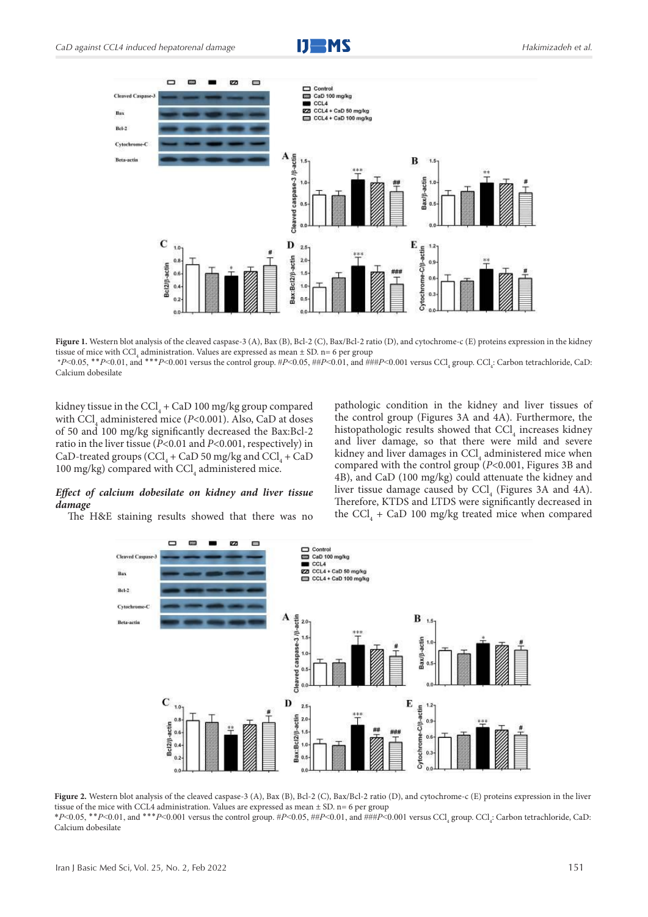**Figure 1.** Western blot analysis of the cleaved caspase-3 (A), Bax (B), Bcl-2 (C), Bax/Bcl-2 ratio (D), and cytochrome-c (E) proteins expression in the kidney tissue of mice with $CCl_4$ administration. Values are expressed as mean ± SD. n= 6 per group

\**P*<0.05, \*\**P*<0.01, and \*\*\**P*<0.001 versus the control group. #*P*<0.05, ##*P*<0.01, and ###*P*<0.001 versus $CCl_4$ group. $CCl_4$: Carbon tetrachloride, CaD: Calcium dobesilate

kidney tissue in the $CCl_4$ + CaD 100 mg/kg group compared with $CCl_4$ administered mice (*P*<0.001). Also, CaD at doses of 50 and 100 mg/kg significantly decreased the Bax:Bcl-2 ratio in the liver tissue (*P*<0.01 and *P*<0.001, respectively) in CaD-treated groups ($CCl_4$ + CaD 50 mg/kg and $CCl_4$ + CaD 100 mg/kg) compared with $CCl_4$ administered mice.

### *Effect of calcium dobesilate on kidney and liver tissue damage*

The H&E staining results showed that there was no pathologic condition in the kidney and liver tissues of the control group (Figures 3A and 4A). Furthermore, the histopathologic results showed that $CCl_4$ increases kidney and liver damage, so that there were mild and severe kidney and liver damages in $CCl_4$ administered mice when compared with the control group (*P*<0.001, Figures 3B and 4B), and CaD (100 mg/kg) could attenuate the kidney and liver tissue damage caused by $CCl_4$ (Figures 3A and 4A). Therefore, KTDS and LTDS were significantly decreased in the $CCl_4$ + CaD 100 mg/kg treated mice when compared

**Figure 2.** Western blot analysis of the cleaved caspase-3 (A), Bax (B), Bcl-2 (C), Bax/Bcl-2 ratio (D), and cytochrome-c (E) proteins expression in the liver tissue of the mice with CCL4 administration. Values are expressed as mean ± SD. n= 6 per group

\**P*<0.05, \*\**P*<0.01, and \*\*\**P*<0.001 versus the control group. #*P*<0.05, ##*P*<0.01, and ###*P*<0.001 versus $CCl_4$ group. $CCl_4$: Carbon tetrachloride, CaD: Calcium dobesilate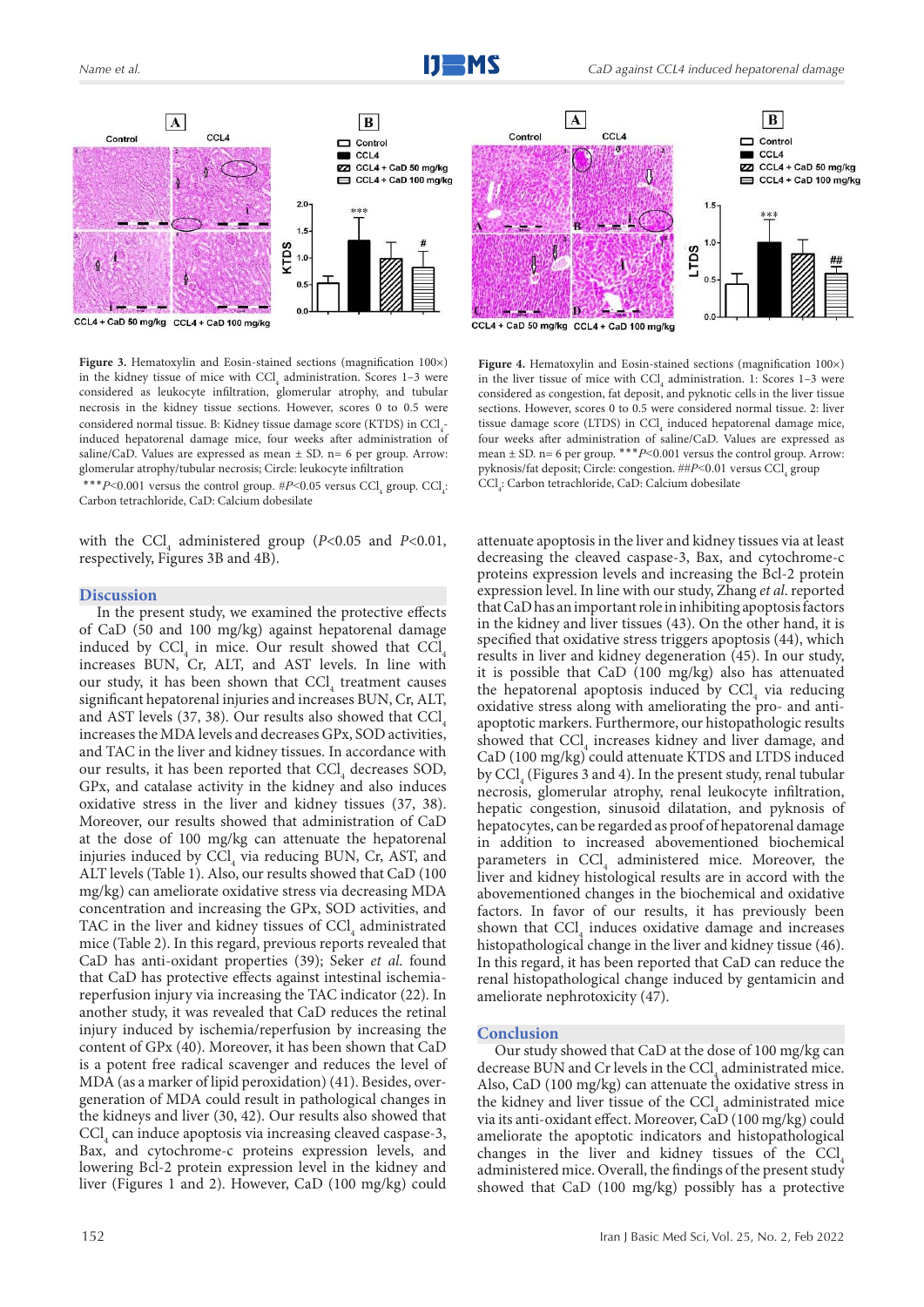Figure 3. Hematoxylin and Eosin-stained sections (magnification 100×) in the kidney tissue of mice with $CCl_4$ administration. Scores 1–3 were considered as leukocyte infiltration, glomerular atrophy, and tubular necrosis in the kidney tissue sections. However, scores 0 to 0.5 were considered normal tissue. B: Kidney tissue damage score (KTDS) in $CCl_4$-induced hepatorenal damage mice, four weeks after administration of saline/CaD. Values are expressed as mean ± SD. n= 6 per group. Arrow: glomerular atrophy/tubular necrosis; Circle: leukocyte infiltration

***$P$<0.001 versus the control group. #$P$<0.05 versus $CCl_4$ group. $CCl_4$: Carbon tetrachloride, CaD: Calcium dobesilate

Figure 4. Hematoxylin and Eosin-stained sections (magnification 100×) in the liver tissue of mice with $CCl_4$ administration. 1: Scores 1–3 were considered as congestion, fat deposit, and pyknotic cells in the liver tissue sections. However, scores 0 to 0.5 were considered normal tissue. 2: liver tissue damage score (LTDS) in $CCl_4$ induced hepatorenal damage mice, four weeks after administration of saline/CaD. Values are expressed as mean ± SD. n= 6 per group. ***$P$<0.001 versus the control group. Arrow: pyknosis/fat deposit; Circle: congestion. ##$P$<0.01 versus $CCl_4$ group $CCl_4$: Carbon tetrachloride, CaD: Calcium dobesilate

with the $CCl_4$ administered group ($P$<0.05 and $P$<0.01, respectively, Figures 3B and 4B).

## Discussion

In the present study, we examined the protective effects of CaD (50 and 100 mg/kg) against hepatorenal damage induced by $CCl_4$ in mice. Our result showed that $CCl_4$ increases BUN, Cr, ALT, and AST levels. In line with our study, it has been shown that $CCl_4$ treatment causes significant hepatorenal injuries and increases BUN, Cr, ALT, and AST levels (37, 38). Our results also showed that $CCl_4$ increases the MDA levels and decreases GPx, SOD activities, and TAC in the liver and kidney tissues. In accordance with our results, it has been reported that $CCl_4$ decreases SOD, GPx, and catalase activity in the kidney and also induces oxidative stress in the liver and kidney tissues (37, 38). Moreover, our results showed that administration of CaD at the dose of 100 mg/kg can attenuate the hepatorenal injuries induced by $CCl_4$ via reducing BUN, Cr, AST, and ALT levels (Table 1). Also, our results showed that CaD (100 mg/kg) can ameliorate oxidative stress via decreasing MDA concentration and increasing the GPx, SOD activities, and TAC in the liver and kidney tissues of $CCl_4$ administrated mice (Table 2). In this regard, previous reports revealed that CaD has anti-oxidant properties (39); Seker *et al.* found that CaD has protective effects against intestinal ischemia-reperfusion injury via increasing the TAC indicator (22). In another study, it was revealed that CaD reduces the retinal injury induced by ischemia/reperfusion by increasing the content of GPx (40). Moreover, it has been shown that CaD is a potent free radical scavenger and reduces the level of MDA (as a marker of lipid peroxidation) (41). Besides, over-generation of MDA could result in pathological changes in the kidneys and liver (30, 42). Our results also showed that $CCl_4$ can induce apoptosis via increasing cleaved caspase-3, Bax, and cytochrome-c proteins expression levels, and lowering Bcl-2 protein expression level in the kidney and liver (Figures 1 and 2). However, CaD (100 mg/kg) could attenuate apoptosis in the liver and kidney tissues via at least decreasing the cleaved caspase-3, Bax, and cytochrome-c proteins expression levels and increasing the Bcl-2 protein expression level. In line with our study, Zhang *et al.* reported that CaD has an important role in inhibiting apoptosis factors in the kidney and liver tissues (43). On the other hand, it is specified that oxidative stress triggers apoptosis (44), which results in liver and kidney degeneration (45). In our study, it is possible that CaD (100 mg/kg) also has attenuated the hepatorenal apoptosis induced by $CCl_4$ via reducing oxidative stress along with ameliorating the pro- and anti-apoptotic markers. Furthermore, our histopathologic results showed that $CCl_4$ increases kidney and liver damage, and CaD (100 mg/kg) could attenuate KTDS and LTDS induced by $CCl_4$ (Figures 3 and 4). In the present study, renal tubular necrosis, glomerular atrophy, renal leukocyte infiltration, hepatic congestion, sinusoid dilatation, and pyknosis of hepatocytes, can be regarded as proof of hepatorenal damage in addition to increased abovementioned biochemical parameters in $CCl_4$ administered mice. Moreover, the liver and kidney histological results are in accord with the abovementioned changes in the biochemical and oxidative factors. In favor of our results, it has previously been shown that $CCl_4$ induces oxidative damage and increases histopathological change in the liver and kidney tissue (46). In this regard, it has been reported that CaD can reduce the renal histopathological change induced by gentamicin and ameliorate nephrotoxicity (47).

## Conclusion

Our study showed that CaD at the dose of 100 mg/kg can decrease BUN and Cr levels in the $CCl_4$ administrated mice. Also, CaD (100 mg/kg) can attenuate the oxidative stress in the kidney and liver tissue of the $CCl_4$ administrated mice via its anti-oxidant effect. Moreover, CaD (100 mg/kg) could ameliorate the apoptotic indicators and histopathological changes in the liver and kidney tissues of the $CCl_4$ administered mice. Overall, the findings of the present study showed that CaD (100 mg/kg) possibly has a protective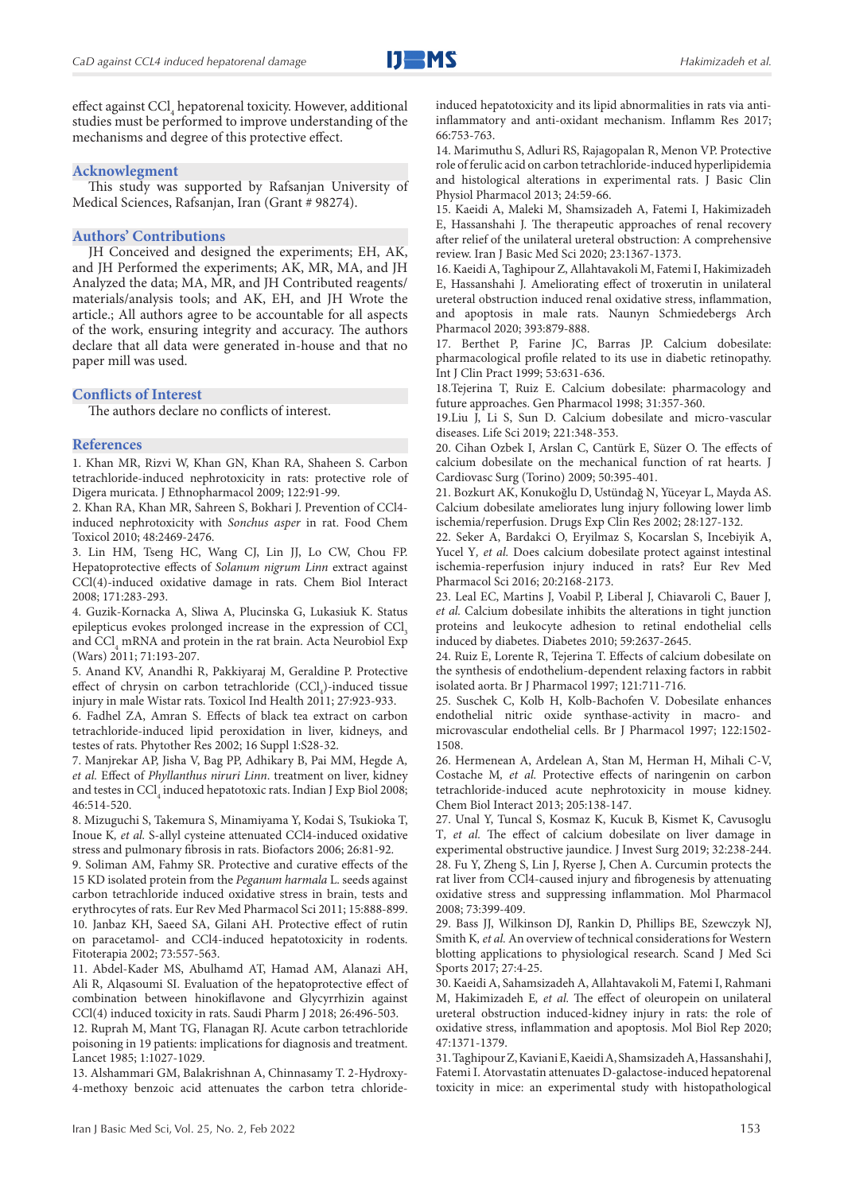effect against $CCl_4$ hepatorenal toxicity. However, additional studies must be performed to improve understanding of the mechanisms and degree of this protective effect.

## Acknowledgment

This study was supported by Rafsanjan University of Medical Sciences, Rafsanjan, Iran (Grant # 98274).

## Authors' Contributions

JH Conceived and designed the experiments; EH, AK, and JH Performed the experiments; AK, MR, MA, and JH Analyzed the data; MA, MR, and JH Contributed reagents/materials/analysis tools; and AK, EH, and JH Wrote the article.; All authors agree to be accountable for all aspects of the work, ensuring integrity and accuracy. The authors declare that all data were generated in-house and that no paper mill was used.

## Conflicts of Interest

The authors declare no conflicts of interest.

## References

1. Khan MR, Rizvi W, Khan GN, Khan RA, Shaheen S. Carbon tetrachloride-induced nephrotoxicity in rats: protective role of Digera muricata. J Ethnopharmacol 2009; 122:91-99.
2. Khan RA, Khan MR, Sahreen S, Bokhari J. Prevention of CCl4-induced nephrotoxicity with *Sonchus asper* in rat. Food Chem Toxicol 2010; 48:2469-2476.
3. Lin HM, Tseng HC, Wang CJ, Lin JJ, Lo CW, Chou FP. Hepatoprotective effects of *Solanum nigrum Linn* extract against CCl(4)-induced oxidative damage in rats. Chem Biol Interact 2008; 171:283-293.
4. Guzik-Kornacka A, Sliwa A, Plucinska G, Lukasiuk K. Status epilepticus evokes prolonged increase in the expression of $CCl_3$ and $CCl_4$ mRNA and protein in the rat brain. Acta Neurobiol Exp (Wars) 2011; 71:193-207.
5. Anand KV, Anandhi R, Pakkiyaraj M, Geraldine P. Protective effect of chrysin on carbon tetrachloride ($CCl_4$)-induced tissue injury in male Wistar rats. Toxicol Ind Health 2011; 27:923-933.
6. Fadhel ZA, Amran S. Effects of black tea extract on carbon tetrachloride-induced lipid peroxidation in liver, kidneys, and testes of rats. Phytother Res 2002; 16 Suppl 1:S28-32.
7. Manjrekar AP, Jisha V, Bag PP, Adhikary B, Pai MM, Hegde A, *et al.* Effect of *Phyllanthus niruri Linn.* treatment on liver, kidney and testes in $CCl_4$ induced hepatotoxic rats. Indian J Exp Biol 2008; 46:514-520.
8. Mizuguchi S, Takemura S, Minamiyama Y, Kodai S, Tsukioka T, Inoue K, *et al.* S-allyl cysteine attenuated CCl4-induced oxidative stress and pulmonary fibrosis in rats. Biofactors 2006; 26:81-92.
9. Soliman AM, Fahmy SR. Protective and curative effects of the 15 KD isolated protein from the *Peganum harmala* L. seeds against carbon tetrachloride induced oxidative stress in brain, tests and erythrocytes of rats. Eur Rev Med Pharmacol Sci 2011; 15:888-899.
10. Janbaz KH, Saeed SA, Gilani AH. Protective effect of rutin on paracetamol- and CCl4-induced hepatotoxicity in rodents. Fitoterapia 2002; 73:557-563.
11. Abdel-Kader MS, Abulhamd AT, Hamad AM, Alanazi AH, Ali R, Alqasoumi SI. Evaluation of the hepatoprotective effect of combination between hinokiflavone and Glycyrrhizin against CCl(4) induced toxicity in rats. Saudi Pharm J 2018; 26:496-503.
12. Ruprah M, Mant TG, Flanagan RJ. Acute carbon tetrachloride poisoning in 19 patients: implications for diagnosis and treatment. Lancet 1985; 1:1027-1029.
13. Alshammari GM, Balakrishnan A, Chinnasamy T. 2-Hydroxy-4-methoxy benzoic acid attenuates the carbon tetra chloride-induced hepatotoxicity and its lipid abnormalities in rats via anti-inflammatory and anti-oxidant mechanism. Inflamm Res 2017; 66:753-763.
14. Marimuthu S, Adluri RS, Rajagopalan R, Menon VP. Protective role of ferulic acid on carbon tetrachloride-induced hyperlipidemia and histological alterations in experimental rats. J Basic Clin Physiol Pharmacol 2013; 24:59-66.
15. Kaeidi A, Maleki M, Shamsizadeh A, Fatemi I, Hakimizadeh E, Hassanshahi J. The therapeutic approaches of renal recovery after relief of the unilateral ureteral obstruction: A comprehensive review. Iran J Basic Med Sci 2020; 23:1367-1373.
16. Kaeidi A, Taghipour Z, Allahtavakoli M, Fatemi I, Hakimizadeh E, Hassanshahi J. Ameliorating effect of troxerutin in unilateral ureteral obstruction induced renal oxidative stress, inflammation, and apoptosis in male rats. Naunyn Schmiedebergs Arch Pharmacol 2020; 393:879-888.
17. Berthet P, Farine JC, Barras JP. Calcium dobesilate: pharmacological profile related to its use in diabetic retinopathy. Int J Clin Pract 1999; 53:631-636.
18. Tejerina T, Ruiz E. Calcium dobesilate: pharmacology and future approaches. Gen Pharmacol 1998; 31:357-360.
19. Liu J, Li S, Sun D. Calcium dobesilate and micro-vascular diseases. Life Sci 2019; 221:348-353.
20. Cihan Ozbek I, Arslan C, Cantürk E, Süzer O. The effects of calcium dobesilate on the mechanical function of rat hearts. J Cardiovasc Surg (Torino) 2009; 50:395-401.
21. Bozkurt AK, Konukoğlu D, Ustündağ N, Yüceyar L, Mayda AS. Calcium dobesilate ameliorates lung injury following lower limb ischemia/reperfusion. Drugs Exp Clin Res 2002; 28:127-132.
22. Seker A, Bardakci O, Eryilmaz S, Kocarslan S, Incebiyik A, Yucel Y, *et al.* Does calcium dobesilate protect against intestinal ischemia-reperfusion injury induced in rats? Eur Rev Med Pharmacol Sci 2016; 20:2168-2173.
23. Leal EC, Martins J, Voabil P, Liberal J, Chiavaroli C, Bauer J, *et al.* Calcium dobesilate inhibits the alterations in tight junction proteins and leukocyte adhesion to retinal endothelial cells induced by diabetes. Diabetes 2010; 59:2637-2645.
24. Ruiz E, Lorente R, Tejerina T. Effects of calcium dobesilate on the synthesis of endothelium-dependent relaxing factors in rabbit isolated aorta. Br J Pharmacol 1997; 121:711-716.
25. Suschek C, Kolb H, Kolb-Bachofen V. Dobesilate enhances endothelial nitric oxide synthase-activity in macro- and microvascular endothelial cells. Br J Pharmacol 1997; 122:1502-1508.
26. Hermenean A, Ardelean A, Stan M, Herman H, Mihali C-V, Costache M, *et al.* Protective effects of naringenin on carbon tetrachloride-induced acute nephrotoxicity in mouse kidney. Chem Biol Interact 2013; 205:138-147.
27. Unal Y, Tuncal S, Kosmaz K, Kucuk B, Kismet K, Cavusoglu T, *et al.* The effect of calcium dobesilate on liver damage in experimental obstructive jaundice. J Invest Surg 2019; 32:238-244.
28. Fu Y, Zheng S, Lin J, Ryerse J, Chen A. Curcumin protects the rat liver from CCl4-caused injury and fibrogenesis by attenuating oxidative stress and suppressing inflammation. Mol Pharmacol 2008; 73:399-409.
29. Bass JJ, Wilkinson DJ, Rankin D, Phillips BE, Szewczyk NJ, Smith K, *et al.* An overview of technical considerations for Western blotting applications to physiological research. Scand J Med Sci Sports 2017; 27:4-25.
30. Kaeidi A, Sahamsizadeh A, Allahtavakoli M, Fatemi I, Rahmani M, Hakimizadeh E, *et al.* The effect of oleuropein on unilateral ureteral obstruction induced-kidney injury in rats: the role of oxidative stress, inflammation and apoptosis. Mol Biol Rep 2020; 47:1371-1379.
31. Taghipour Z, Kaviani E, Kaeidi A, Shamsizadeh A, Hassanshahi J, Fatemi I. Atorvastatin attenuates D-galactose-induced hepatorenal toxicity in mice: an experimental study with histopathological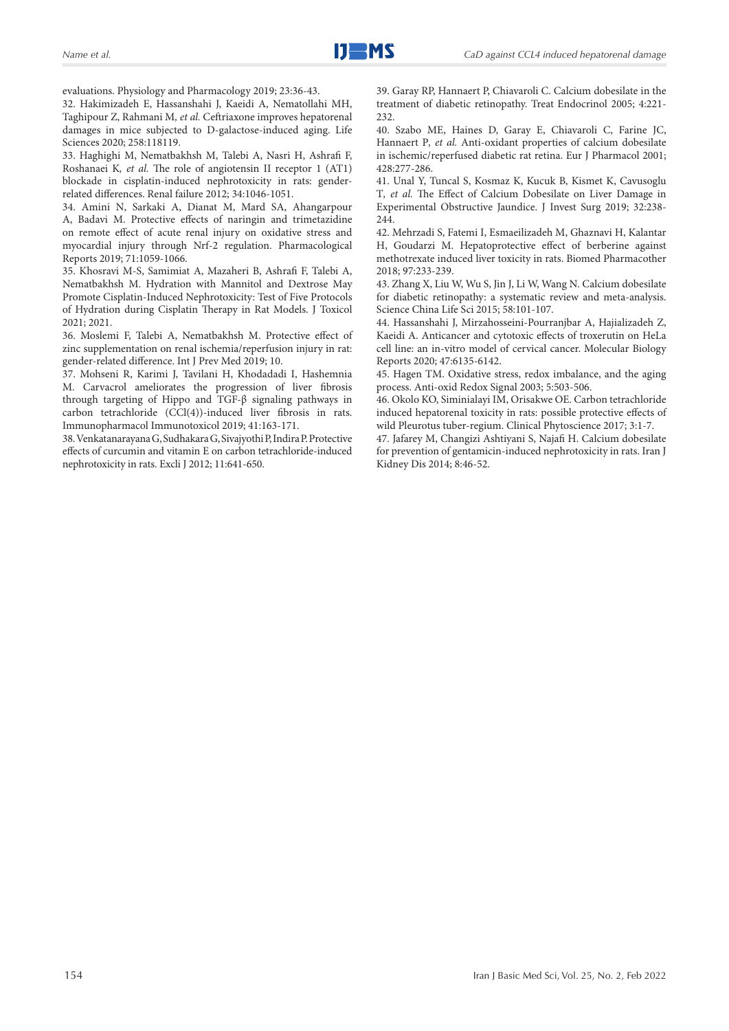evaluations. Physiology and Pharmacology 2019; 23:36-43.

32. Hakimizadeh E, Hassanshahi J, Kaeidi A, Nematollahi MH, Taghipour Z, Rahmani M, *et al.* Ceftriaxone improves hepatorenal damages in mice subjected to D-galactose-induced aging. Life Sciences 2020; 258:118119.

33. Haghighi M, Nematbakhsh M, Talebi A, Nasri H, Ashrafi F, Roshanaei K, *et al.* The role of angiotensin II receptor 1 (AT1) blockade in cisplatin-induced nephrotoxicity in rats: gender-related differences. Renal failure 2012; 34:1046-1051.

34. Amini N, Sarkaki A, Dianat M, Mard SA, Ahangarpour A, Badavi M. Protective effects of naringin and trimetazidine on remote effect of acute renal injury on oxidative stress and myocardial injury through Nrf-2 regulation. Pharmacological Reports 2019; 71:1059-1066.

35. Khosravi M-S, Samimiat A, Mazaheri B, Ashrafi F, Talebi A, Nematbakhsh M. Hydration with Mannitol and Dextrose May Promote Cisplatin-Induced Nephrotoxicity: Test of Five Protocols of Hydration during Cisplatin Therapy in Rat Models. J Toxicol 2021; 2021.

36. Moslemi F, Talebi A, Nematbakhsh M. Protective effect of zinc supplementation on renal ischemia/reperfusion injury in rat: gender-related difference. Int J Prev Med 2019; 10.

37. Mohseni R, Karimi J, Tavilani H, Khodadadi I, Hashemnia M. Carvacrol ameliorates the progression of liver fibrosis through targeting of Hippo and TGF-β signaling pathways in carbon tetrachloride (CCl(4))-induced liver fibrosis in rats. Immunopharmacol Immunotoxicol 2019; 41:163-171.

38. Venkatanarayana G, Sudhakara G, Sivajyothi P, Indira P. Protective effects of curcumin and vitamin E on carbon tetrachloride-induced nephrotoxicity in rats. Excli J 2012; 11:641-650.

39. Garay RP, Hannaert P, Chiavaroli C. Calcium dobesilate in the treatment of diabetic retinopathy. Treat Endocrinol 2005; 4:221-232.

40. Szabo ME, Haines D, Garay E, Chiavaroli C, Farine JC, Hannaert P, *et al.* Anti-oxidant properties of calcium dobesilate in ischemic/reperfused diabetic rat retina. Eur J Pharmacol 2001; 428:277-286.

41. Unal Y, Tuncal S, Kosmaz K, Kucuk B, Kismet K, Cavusoglu T, *et al.* The Effect of Calcium Dobesilate on Liver Damage in Experimental Obstructive Jaundice. J Invest Surg 2019; 32:238-244.

42. Mehrzadi S, Fatemi I, Esmaeilizadeh M, Ghaznavi H, Kalantar H, Goudarzi M. Hepatoprotective effect of berberine against methotrexate induced liver toxicity in rats. Biomed Pharmacother 2018; 97:233-239.

43. Zhang X, Liu W, Wu S, Jin J, Li W, Wang N. Calcium dobesilate for diabetic retinopathy: a systematic review and meta-analysis. Science China Life Sci 2015; 58:101-107.

44. Hassanshahi J, Mirzahosseini-Pourranjbar A, Hajializadeh Z, Kaeidi A. Anticancer and cytotoxic effects of troxerutin on HeLa cell line: an in-vitro model of cervical cancer. Molecular Biology Reports 2020; 47:6135-6142.

45. Hagen TM. Oxidative stress, redox imbalance, and the aging process. Anti-oxid Redox Signal 2003; 5:503-506.

46. Okolo KO, Siminialayi IM, Orisakwe OE. Carbon tetrachloride induced hepatorenal toxicity in rats: possible protective effects of wild Pleurotus tuber-regium. Clinical Phytoscience 2017; 3:1-7.

47. Jafarey M, Changizi Ashtiyani S, Najafi H. Calcium dobesilate for prevention of gentamicin-induced nephrotoxicity in rats. Iran J Kidney Dis 2014; 8:46-52.